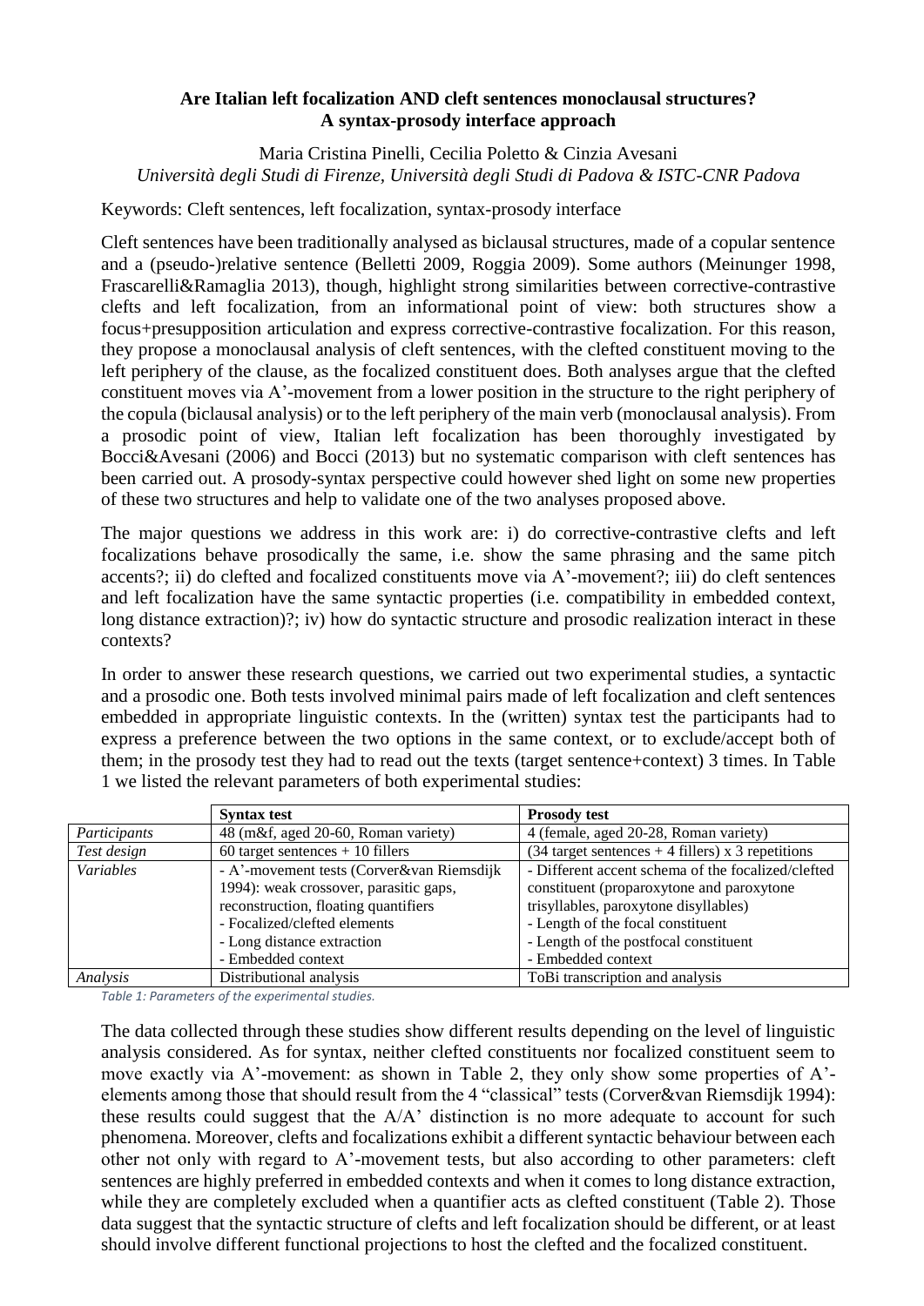**Are Italian left focalization AND cleft sentences monoclausal structures?**
**A syntax-prosody interface approach**

Maria Cristina Pinelli, Cecilia Poletto & Cinzia Avesani
*Università degli Studi di Firenze, Università degli Studi di Padova & ISTC-CNR Padova*

Keywords: Cleft sentences, left focalization, syntax-prosody interface

Cleft sentences have been traditionally analysed as biclausal structures, made of a copular sentence and a (pseudo-)relative sentence (Belletti 2009, Roggia 2009). Some authors (Meinunger 1998, Frascarelli&Ramaglia 2013), though, highlight strong similarities between corrective-contrastive clefts and left focalization, from an informational point of view: both structures show a focus+presupposition articulation and express corrective-contrastive focalization. For this reason, they propose a monoclausal analysis of cleft sentences, with the clefted constituent moving to the left periphery of the clause, as the focalized constituent does. Both analyses argue that the clefted constituent moves via A'-movement from a lower position in the structure to the right periphery of the copula (biclausal analysis) or to the left periphery of the main verb (monoclausal analysis). From a prosodic point of view, Italian left focalization has been thoroughly investigated by Bocci&Avesani (2006) and Bocci (2013) but no systematic comparison with cleft sentences has been carried out. A prosody-syntax perspective could however shed light on some new properties of these two structures and help to validate one of the two analyses proposed above.

The major questions we address in this work are: i) do corrective-contrastive clefts and left focalizations behave prosodically the same, i.e. show the same phrasing and the same pitch accents?; ii) do clefted and focalized constituents move via A'-movement?; iii) do cleft sentences and left focalization have the same syntactic properties (i.e. compatibility in embedded context, long distance extraction)?; iv) how do syntactic structure and prosodic realization interact in these contexts?

In order to answer these research questions, we carried out two experimental studies, a syntactic and a prosodic one. Both tests involved minimal pairs made of left focalization and cleft sentences embedded in appropriate linguistic contexts. In the (written) syntax test the participants had to express a preference between the two options in the same context, or to exclude/accept both of them; in the prosody test they had to read out the texts (target sentence+context) 3 times. In Table 1 we listed the relevant parameters of both experimental studies:

| | **Syntax test** | **Prosody test** |
|---|---|---|
| *Participants* | 48 (m&f, aged 20-60, Roman variety) | 4 (female, aged 20-28, Roman variety) |
| *Test design* | 60 target sentences + 10 fillers | (34 target sentences + 4 fillers) x 3 repetitions |
| *Variables* | - A'-movement tests (Corver&van Riemsdijk 1994): weak crossover, parasitic gaps, reconstruction, floating quantifiers<br>- Focalized/clefted elements<br>- Long distance extraction<br>- Embedded context | - Different accent schema of the focalized/clefted constituent (proparoxytone and paroxytone trisyllables, paroxytone disyllables)<br>- Length of the focal constituent<br>- Length of the postfocal constituent<br>- Embedded context |
| *Analysis* | Distributional analysis | ToBi transcription and analysis |

*Table 1: Parameters of the experimental studies.*

The data collected through these studies show different results depending on the level of linguistic analysis considered. As for syntax, neither clefted constituents nor focalized constituent seem to move exactly via A'-movement: as shown in Table 2, they only show some properties of A'-elements among those that should result from the 4 "classical" tests (Corver&van Riemsdijk 1994): these results could suggest that the A/A' distinction is no more adequate to account for such phenomena. Moreover, clefts and focalizations exhibit a different syntactic behaviour between each other not only with regard to A'-movement tests, but also according to other parameters: cleft sentences are highly preferred in embedded contexts and when it comes to long distance extraction, while they are completely excluded when a quantifier acts as clefted constituent (Table 2). Those data suggest that the syntactic structure of clefts and left focalization should be different, or at least should involve different functional projections to host the clefted and the focalized constituent.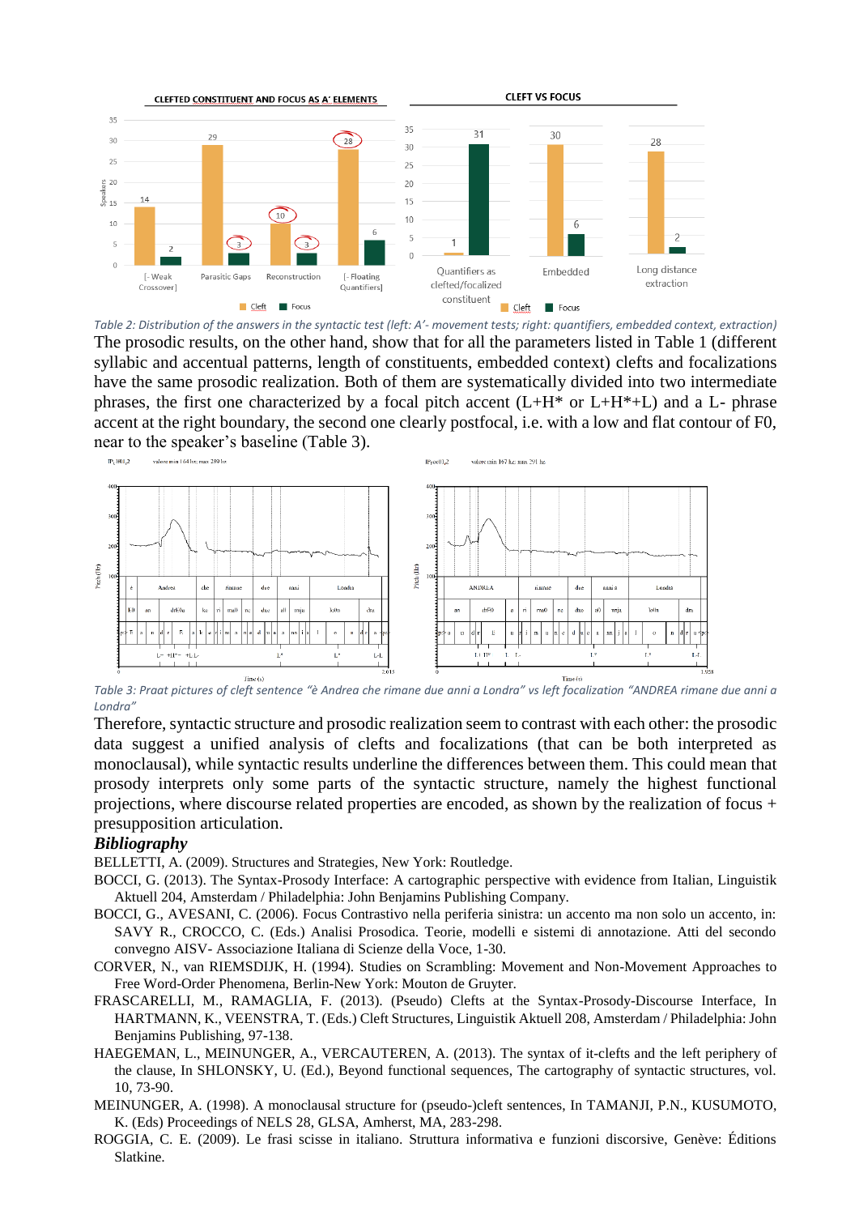CLEFTED CONSTITUENT AND FOCUS AS A' ELEMENTS

35
30
25
20
15
10
5
0

Speakers

14
2
29
3
10
3
28
6

[- Weak Crossover]
Parasitic Gaps
Reconstruction
[- Floating Quantifiers]

Cleft  Focus

CLEFT VS FOCUS

35
30
25
20
15
10
5
0

1
31
30
6
28
2

Quantifiers as clefted/focalized constituent
Embedded
Long distance extraction

Cleft  Focus

*Table 2: Distribution of the answers in the syntactic test (left: A'- movement tests; right: quantifiers, embedded context, extraction)*

The prosodic results, on the other hand, show that for all the parameters listed in Table 1 (different syllabic and accentual patterns, length of constituents, embedded context) clefts and focalizations have the same prosodic realization. Both of them are systematically divided into two intermediate phrases, the first one characterized by a focal pitch accent (L+H* or L+H*+L) and a L- phrase accent at the right boundary, the second one clearly postfocal, i.e. with a low and flat contour of F0, near to the speaker's baseline (Table 3).

*Table 3: Praat pictures of cleft sentence "è Andrea che rimane due anni a Londra" vs left focalization "ANDREA rimane due anni a Londra"*

Therefore, syntactic structure and prosodic realization seem to contrast with each other: the prosodic data suggest a unified analysis of clefts and focalizations (that can be both interpreted as monoclausal), while syntactic results underline the differences between them. This could mean that prosody interprets only some parts of the syntactic structure, namely the highest functional projections, where discourse related properties are encoded, as shown by the realization of focus + presupposition articulation.

## Bibliography

BELLETTI, A. (2009). Structures and Strategies, New York: Routledge.

BOCCI, G. (2013). The Syntax-Prosody Interface: A cartographic perspective with evidence from Italian, Linguistik Aktuell 204, Amsterdam / Philadelphia: John Benjamins Publishing Company.

BOCCI, G., AVESANI, C. (2006). Focus Contrastivo nella periferia sinistra: un accento ma non solo un accento, in: SAVY R., CROCCO, C. (Eds.) Analisi Prosodica. Teorie, modelli e sistemi di annotazione. Atti del secondo convegno AISV- Associazione Italiana di Scienze della Voce, 1-30.

CORVER, N., van RIEMSDIJK, H. (1994). Studies on Scrambling: Movement and Non-Movement Approaches to Free Word-Order Phenomena, Berlin-New York: Mouton de Gruyter.

FRASCARELLI, M., RAMAGLIA, F. (2013). (Pseudo) Clefts at the Syntax-Prosody-Discourse Interface, In HARTMANN, K., VEENSTRA, T. (Eds.) Cleft Structures, Linguistik Aktuell 208, Amsterdam / Philadelphia: John Benjamins Publishing, 97-138.

HAEGEMAN, L., MEINUNGER, A., VERCAUTEREN, A. (2013). The syntax of it-clefts and the left periphery of the clause, In SHLONSKY, U. (Ed.), Beyond functional sequences, The cartography of syntactic structures, vol. 10, 73-90.

MEINUNGER, A. (1998). A monoclausal structure for (pseudo-)cleft sentences, In TAMANJI, P.N., KUSUMOTO, K. (Eds) Proceedings of NELS 28, GLSA, Amherst, MA, 283-298.

ROGGIA, C. E. (2009). Le frasi scisse in italiano. Struttura informativa e funzioni discorsive, Genève: Éditions Slatkine.